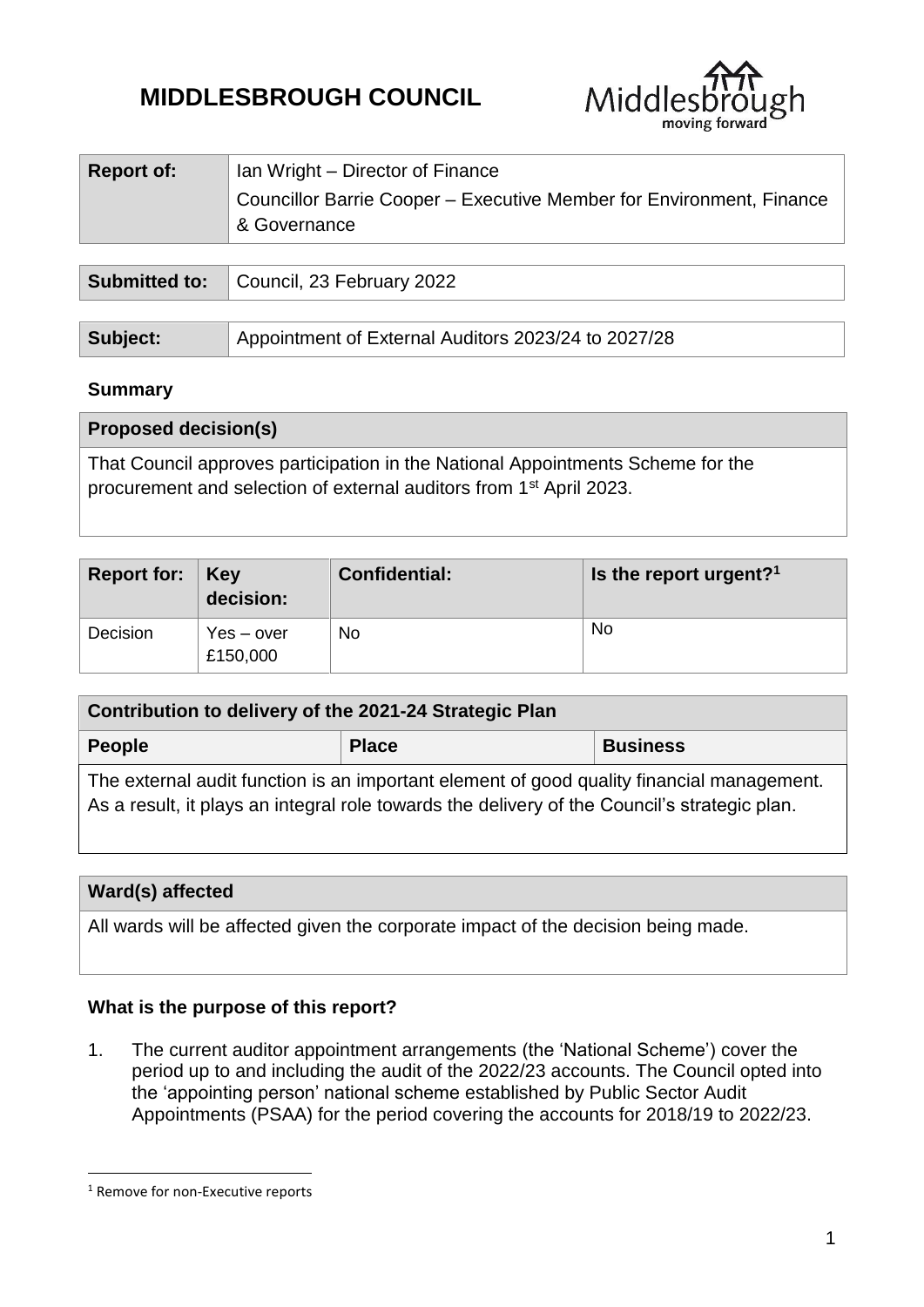# MIDDLESBROUGH COUNCIL

| Report of: | Ian Wright – Director of Finance<br>Councillor Barrie Cooper – Executive Member for Environment, Finance & Governance |
|---|---|

| Submitted to: | Council, 23 February 2022 |
|---|---|

| Subject: | Appointment of External Auditors 2023/24 to 2027/28 |
|---|---|

**Summary**

| Proposed decision(s) |
|---|
| That Council approves participation in the National Appointments Scheme for the procurement and selection of external auditors from 1st April 2023. |

| Report for: | Key decision: | Confidential: | Is the report urgent?[1] |
|---|---|---|---|
| Decision | Yes – over £150,000 | No | No |

| Contribution to delivery of the 2021-24 Strategic Plan | | |
|---|---|---|
| **People** | **Place** | **Business** |
| The external audit function is an important element of good quality financial management. As a result, it plays an integral role towards the delivery of the Council's strategic plan. | | |

| Ward(s) affected |
|---|
| All wards will be affected given the corporate impact of the decision being made. |

**What is the purpose of this report?**

1. The current auditor appointment arrangements (the 'National Scheme') cover the period up to and including the audit of the 2022/23 accounts. The Council opted into the 'appointing person' national scheme established by Public Sector Audit Appointments (PSAA) for the period covering the accounts for 2018/19 to 2022/23.

[1] Remove for non-Executive reports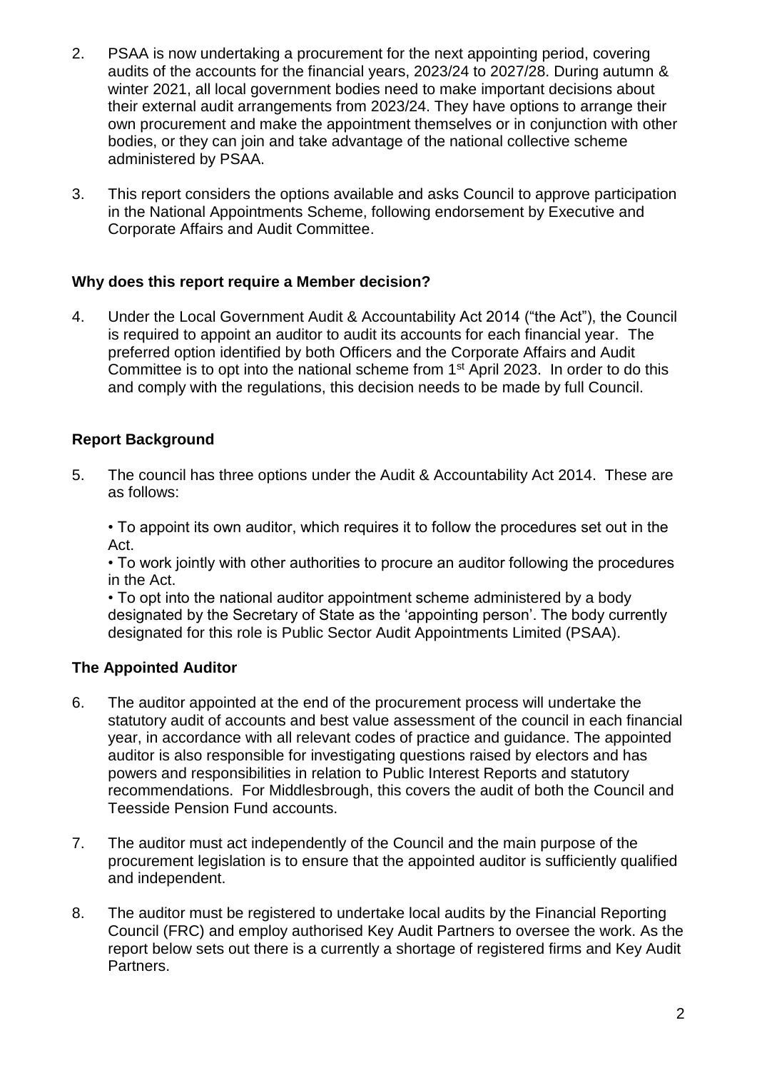2. PSAA is now undertaking a procurement for the next appointing period, covering audits of the accounts for the financial years, 2023/24 to 2027/28. During autumn & winter 2021, all local government bodies need to make important decisions about their external audit arrangements from 2023/24. They have options to arrange their own procurement and make the appointment themselves or in conjunction with other bodies, or they can join and take advantage of the national collective scheme administered by PSAA.

3. This report considers the options available and asks Council to approve participation in the National Appointments Scheme, following endorsement by Executive and Corporate Affairs and Audit Committee.

## Why does this report require a Member decision?

4. Under the Local Government Audit & Accountability Act 2014 ("the Act"), the Council is required to appoint an auditor to audit its accounts for each financial year. The preferred option identified by both Officers and the Corporate Affairs and Audit Committee is to opt into the national scheme from 1st April 2023. In order to do this and comply with the regulations, this decision needs to be made by full Council.

## Report Background

5. The council has three options under the Audit & Accountability Act 2014. These are as follows:

   • To appoint its own auditor, which requires it to follow the procedures set out in the Act.
   • To work jointly with other authorities to procure an auditor following the procedures in the Act.
   • To opt into the national auditor appointment scheme administered by a body designated by the Secretary of State as the 'appointing person'. The body currently designated for this role is Public Sector Audit Appointments Limited (PSAA).

## The Appointed Auditor

6. The auditor appointed at the end of the procurement process will undertake the statutory audit of accounts and best value assessment of the council in each financial year, in accordance with all relevant codes of practice and guidance. The appointed auditor is also responsible for investigating questions raised by electors and has powers and responsibilities in relation to Public Interest Reports and statutory recommendations. For Middlesbrough, this covers the audit of both the Council and Teesside Pension Fund accounts.

7. The auditor must act independently of the Council and the main purpose of the procurement legislation is to ensure that the appointed auditor is sufficiently qualified and independent.

8. The auditor must be registered to undertake local audits by the Financial Reporting Council (FRC) and employ authorised Key Audit Partners to oversee the work. As the report below sets out there is a currently a shortage of registered firms and Key Audit Partners.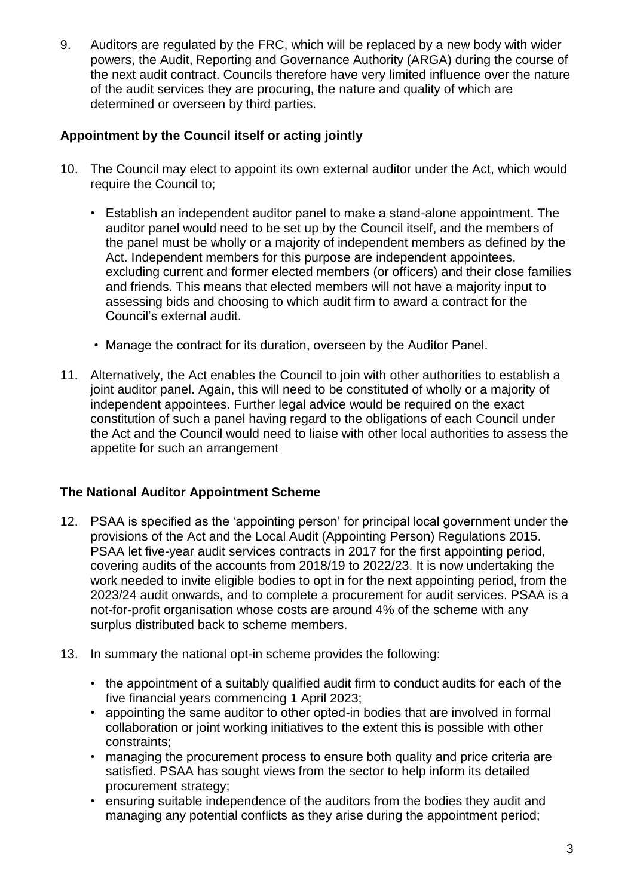9. Auditors are regulated by the FRC, which will be replaced by a new body with wider powers, the Audit, Reporting and Governance Authority (ARGA) during the course of the next audit contract. Councils therefore have very limited influence over the nature of the audit services they are procuring, the nature and quality of which are determined or overseen by third parties.

**Appointment by the Council itself or acting jointly**

10. The Council may elect to appoint its own external auditor under the Act, which would require the Council to;

    - Establish an independent auditor panel to make a stand-alone appointment. The auditor panel would need to be set up by the Council itself, and the members of the panel must be wholly or a majority of independent members as defined by the Act. Independent members for this purpose are independent appointees, excluding current and former elected members (or officers) and their close families and friends. This means that elected members will not have a majority input to assessing bids and choosing to which audit firm to award a contract for the Council's external audit.

    - Manage the contract for its duration, overseen by the Auditor Panel.

11. Alternatively, the Act enables the Council to join with other authorities to establish a joint auditor panel. Again, this will need to be constituted of wholly or a majority of independent appointees. Further legal advice would be required on the exact constitution of such a panel having regard to the obligations of each Council under the Act and the Council would need to liaise with other local authorities to assess the appetite for such an arrangement

**The National Auditor Appointment Scheme**

12. PSAA is specified as the 'appointing person' for principal local government under the provisions of the Act and the Local Audit (Appointing Person) Regulations 2015. PSAA let five-year audit services contracts in 2017 for the first appointing period, covering audits of the accounts from 2018/19 to 2022/23. It is now undertaking the work needed to invite eligible bodies to opt in for the next appointing period, from the 2023/24 audit onwards, and to complete a procurement for audit services. PSAA is a not-for-profit organisation whose costs are around 4% of the scheme with any surplus distributed back to scheme members.

13. In summary the national opt-in scheme provides the following:

    - the appointment of a suitably qualified audit firm to conduct audits for each of the five financial years commencing 1 April 2023;
    - appointing the same auditor to other opted-in bodies that are involved in formal collaboration or joint working initiatives to the extent this is possible with other constraints;
    - managing the procurement process to ensure both quality and price criteria are satisfied. PSAA has sought views from the sector to help inform its detailed procurement strategy;
    - ensuring suitable independence of the auditors from the bodies they audit and managing any potential conflicts as they arise during the appointment period;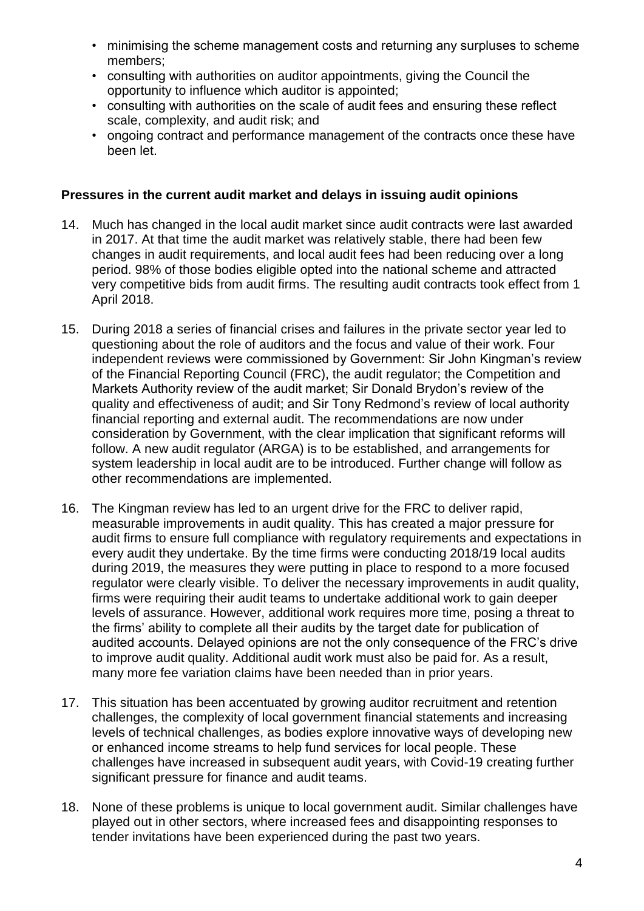- minimising the scheme management costs and returning any surpluses to scheme members;
- consulting with authorities on auditor appointments, giving the Council the opportunity to influence which auditor is appointed;
- consulting with authorities on the scale of audit fees and ensuring these reflect scale, complexity, and audit risk; and
- ongoing contract and performance management of the contracts once these have been let.

**Pressures in the current audit market and delays in issuing audit opinions**

14. Much has changed in the local audit market since audit contracts were last awarded in 2017. At that time the audit market was relatively stable, there had been few changes in audit requirements, and local audit fees had been reducing over a long period. 98% of those bodies eligible opted into the national scheme and attracted very competitive bids from audit firms. The resulting audit contracts took effect from 1 April 2018.

15. During 2018 a series of financial crises and failures in the private sector year led to questioning about the role of auditors and the focus and value of their work. Four independent reviews were commissioned by Government: Sir John Kingman's review of the Financial Reporting Council (FRC), the audit regulator; the Competition and Markets Authority review of the audit market; Sir Donald Brydon's review of the quality and effectiveness of audit; and Sir Tony Redmond's review of local authority financial reporting and external audit. The recommendations are now under consideration by Government, with the clear implication that significant reforms will follow. A new audit regulator (ARGA) is to be established, and arrangements for system leadership in local audit are to be introduced. Further change will follow as other recommendations are implemented.

16. The Kingman review has led to an urgent drive for the FRC to deliver rapid, measurable improvements in audit quality. This has created a major pressure for audit firms to ensure full compliance with regulatory requirements and expectations in every audit they undertake. By the time firms were conducting 2018/19 local audits during 2019, the measures they were putting in place to respond to a more focused regulator were clearly visible. To deliver the necessary improvements in audit quality, firms were requiring their audit teams to undertake additional work to gain deeper levels of assurance. However, additional work requires more time, posing a threat to the firms' ability to complete all their audits by the target date for publication of audited accounts. Delayed opinions are not the only consequence of the FRC's drive to improve audit quality. Additional audit work must also be paid for. As a result, many more fee variation claims have been needed than in prior years.

17. This situation has been accentuated by growing auditor recruitment and retention challenges, the complexity of local government financial statements and increasing levels of technical challenges, as bodies explore innovative ways of developing new or enhanced income streams to help fund services for local people. These challenges have increased in subsequent audit years, with Covid-19 creating further significant pressure for finance and audit teams.

18. None of these problems is unique to local government audit. Similar challenges have played out in other sectors, where increased fees and disappointing responses to tender invitations have been experienced during the past two years.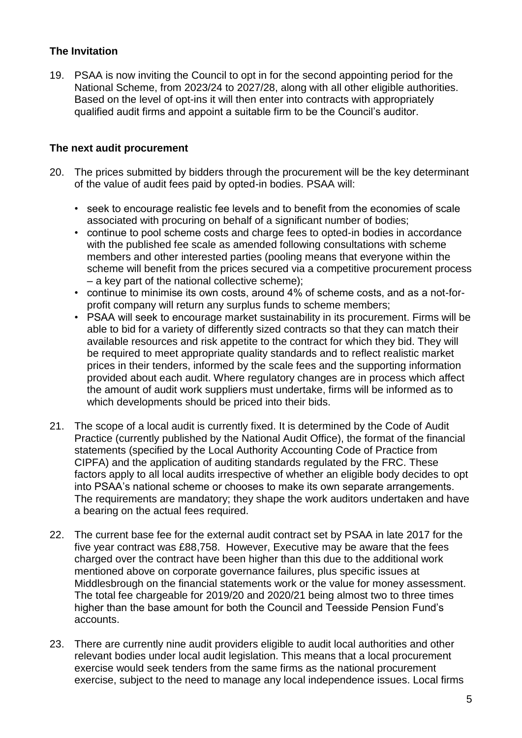## The Invitation

19. PSAA is now inviting the Council to opt in for the second appointing period for the National Scheme, from 2023/24 to 2027/28, along with all other eligible authorities. Based on the level of opt-ins it will then enter into contracts with appropriately qualified audit firms and appoint a suitable firm to be the Council's auditor.

## The next audit procurement

20. The prices submitted by bidders through the procurement will be the key determinant of the value of audit fees paid by opted-in bodies. PSAA will:

    - seek to encourage realistic fee levels and to benefit from the economies of scale associated with procuring on behalf of a significant number of bodies;
    - continue to pool scheme costs and charge fees to opted-in bodies in accordance with the published fee scale as amended following consultations with scheme members and other interested parties (pooling means that everyone within the scheme will benefit from the prices secured via a competitive procurement process – a key part of the national collective scheme);
    - continue to minimise its own costs, around 4% of scheme costs, and as a not-for-profit company will return any surplus funds to scheme members;
    - PSAA will seek to encourage market sustainability in its procurement. Firms will be able to bid for a variety of differently sized contracts so that they can match their available resources and risk appetite to the contract for which they bid. They will be required to meet appropriate quality standards and to reflect realistic market prices in their tenders, informed by the scale fees and the supporting information provided about each audit. Where regulatory changes are in process which affect the amount of audit work suppliers must undertake, firms will be informed as to which developments should be priced into their bids.

21. The scope of a local audit is currently fixed. It is determined by the Code of Audit Practice (currently published by the National Audit Office), the format of the financial statements (specified by the Local Authority Accounting Code of Practice from CIPFA) and the application of auditing standards regulated by the FRC. These factors apply to all local audits irrespective of whether an eligible body decides to opt into PSAA's national scheme or chooses to make its own separate arrangements. The requirements are mandatory; they shape the work auditors undertaken and have a bearing on the actual fees required.

22. The current base fee for the external audit contract set by PSAA in late 2017 for the five year contract was £88,758. However, Executive may be aware that the fees charged over the contract have been higher than this due to the additional work mentioned above on corporate governance failures, plus specific issues at Middlesbrough on the financial statements work or the value for money assessment. The total fee chargeable for 2019/20 and 2020/21 being almost two to three times higher than the base amount for both the Council and Teesside Pension Fund's accounts.

23. There are currently nine audit providers eligible to audit local authorities and other relevant bodies under local audit legislation. This means that a local procurement exercise would seek tenders from the same firms as the national procurement exercise, subject to the need to manage any local independence issues. Local firms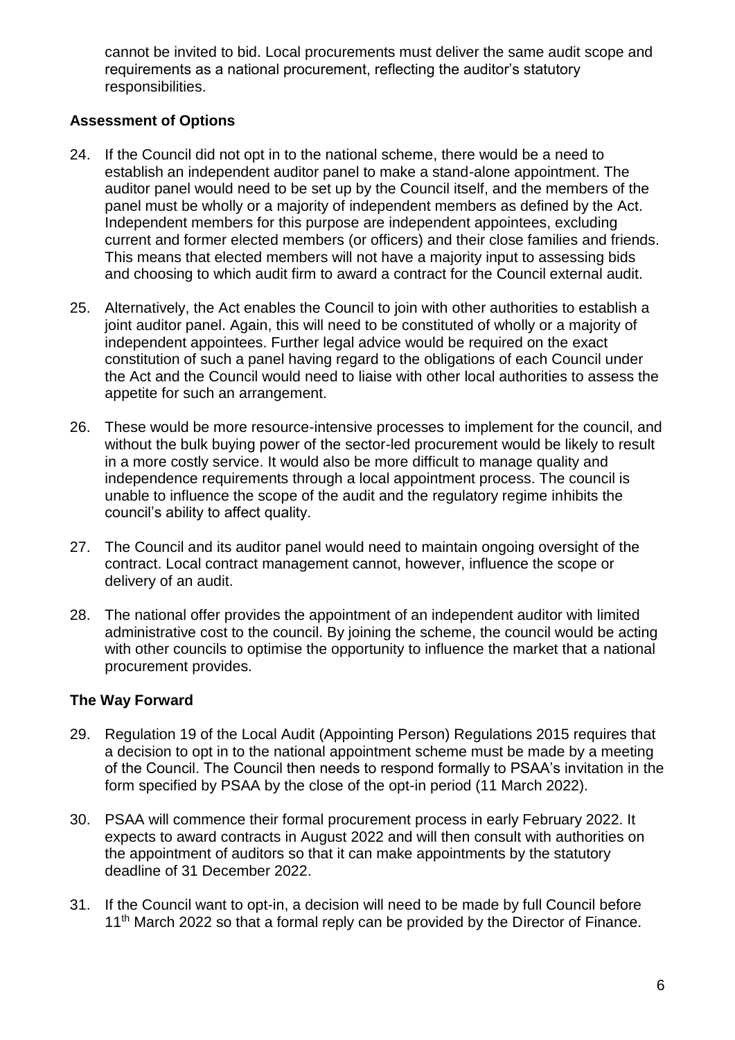cannot be invited to bid. Local procurements must deliver the same audit scope and requirements as a national procurement, reflecting the auditor's statutory responsibilities.

**Assessment of Options**

24. If the Council did not opt in to the national scheme, there would be a need to establish an independent auditor panel to make a stand-alone appointment. The auditor panel would need to be set up by the Council itself, and the members of the panel must be wholly or a majority of independent members as defined by the Act. Independent members for this purpose are independent appointees, excluding current and former elected members (or officers) and their close families and friends. This means that elected members will not have a majority input to assessing bids and choosing to which audit firm to award a contract for the Council external audit.

25. Alternatively, the Act enables the Council to join with other authorities to establish a joint auditor panel. Again, this will need to be constituted of wholly or a majority of independent appointees. Further legal advice would be required on the exact constitution of such a panel having regard to the obligations of each Council under the Act and the Council would need to liaise with other local authorities to assess the appetite for such an arrangement.

26. These would be more resource-intensive processes to implement for the council, and without the bulk buying power of the sector-led procurement would be likely to result in a more costly service. It would also be more difficult to manage quality and independence requirements through a local appointment process. The council is unable to influence the scope of the audit and the regulatory regime inhibits the council's ability to affect quality.

27. The Council and its auditor panel would need to maintain ongoing oversight of the contract. Local contract management cannot, however, influence the scope or delivery of an audit.

28. The national offer provides the appointment of an independent auditor with limited administrative cost to the council. By joining the scheme, the council would be acting with other councils to optimise the opportunity to influence the market that a national procurement provides.

**The Way Forward**

29. Regulation 19 of the Local Audit (Appointing Person) Regulations 2015 requires that a decision to opt in to the national appointment scheme must be made by a meeting of the Council. The Council then needs to respond formally to PSAA's invitation in the form specified by PSAA by the close of the opt-in period (11 March 2022).

30. PSAA will commence their formal procurement process in early February 2022. It expects to award contracts in August 2022 and will then consult with authorities on the appointment of auditors so that it can make appointments by the statutory deadline of 31 December 2022.

31. If the Council want to opt-in, a decision will need to be made by full Council before 11th March 2022 so that a formal reply can be provided by the Director of Finance.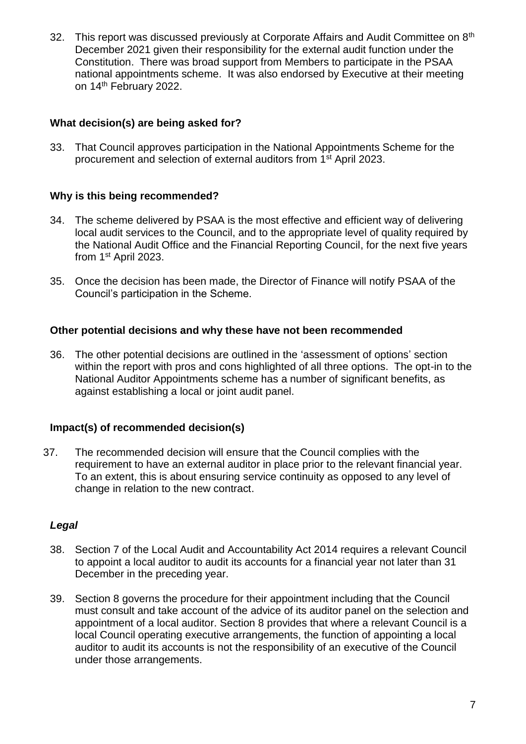32. This report was discussed previously at Corporate Affairs and Audit Committee on 8th December 2021 given their responsibility for the external audit function under the Constitution. There was broad support from Members to participate in the PSAA national appointments scheme. It was also endorsed by Executive at their meeting on 14th February 2022.

## What decision(s) are being asked for?

33. That Council approves participation in the National Appointments Scheme for the procurement and selection of external auditors from 1st April 2023.

## Why is this being recommended?

34. The scheme delivered by PSAA is the most effective and efficient way of delivering local audit services to the Council, and to the appropriate level of quality required by the National Audit Office and the Financial Reporting Council, for the next five years from 1st April 2023.

35. Once the decision has been made, the Director of Finance will notify PSAA of the Council's participation in the Scheme.

## Other potential decisions and why these have not been recommended

36. The other potential decisions are outlined in the 'assessment of options' section within the report with pros and cons highlighted of all three options. The opt-in to the National Auditor Appointments scheme has a number of significant benefits, as against establishing a local or joint audit panel.

## Impact(s) of recommended decision(s)

37. The recommended decision will ensure that the Council complies with the requirement to have an external auditor in place prior to the relevant financial year. To an extent, this is about ensuring service continuity as opposed to any level of change in relation to the new contract.

### *Legal*

38. Section 7 of the Local Audit and Accountability Act 2014 requires a relevant Council to appoint a local auditor to audit its accounts for a financial year not later than 31 December in the preceding year.

39. Section 8 governs the procedure for their appointment including that the Council must consult and take account of the advice of its auditor panel on the selection and appointment of a local auditor. Section 8 provides that where a relevant Council is a local Council operating executive arrangements, the function of appointing a local auditor to audit its accounts is not the responsibility of an executive of the Council under those arrangements.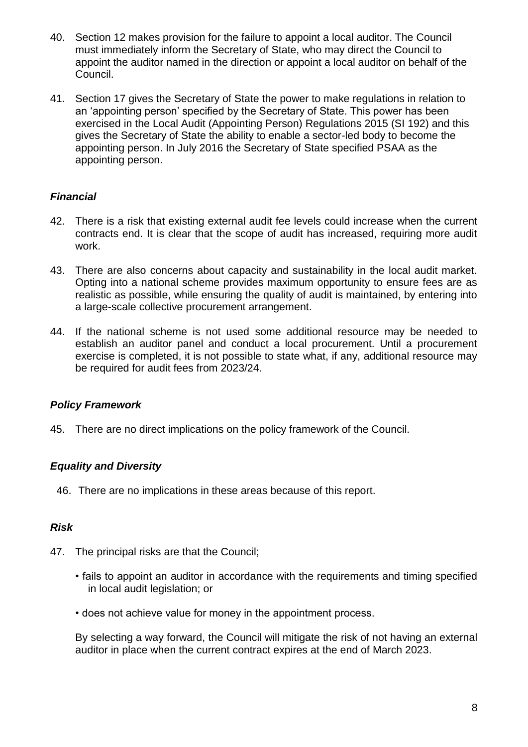40. Section 12 makes provision for the failure to appoint a local auditor. The Council must immediately inform the Secretary of State, who may direct the Council to appoint the auditor named in the direction or appoint a local auditor on behalf of the Council.

41. Section 17 gives the Secretary of State the power to make regulations in relation to an 'appointing person' specified by the Secretary of State. This power has been exercised in the Local Audit (Appointing Person) Regulations 2015 (SI 192) and this gives the Secretary of State the ability to enable a sector-led body to become the appointing person. In July 2016 the Secretary of State specified PSAA as the appointing person.

### *Financial*

42. There is a risk that existing external audit fee levels could increase when the current contracts end. It is clear that the scope of audit has increased, requiring more audit work.

43. There are also concerns about capacity and sustainability in the local audit market. Opting into a national scheme provides maximum opportunity to ensure fees are as realistic as possible, while ensuring the quality of audit is maintained, by entering into a large-scale collective procurement arrangement.

44. If the national scheme is not used some additional resource may be needed to establish an auditor panel and conduct a local procurement. Until a procurement exercise is completed, it is not possible to state what, if any, additional resource may be required for audit fees from 2023/24.

### *Policy Framework*

45. There are no direct implications on the policy framework of the Council.

### *Equality and Diversity*

46. There are no implications in these areas because of this report.

### *Risk*

47. The principal risks are that the Council;

    - fails to appoint an auditor in accordance with the requirements and timing specified in local audit legislation; or
    - does not achieve value for money in the appointment process.

    By selecting a way forward, the Council will mitigate the risk of not having an external auditor in place when the current contract expires at the end of March 2023.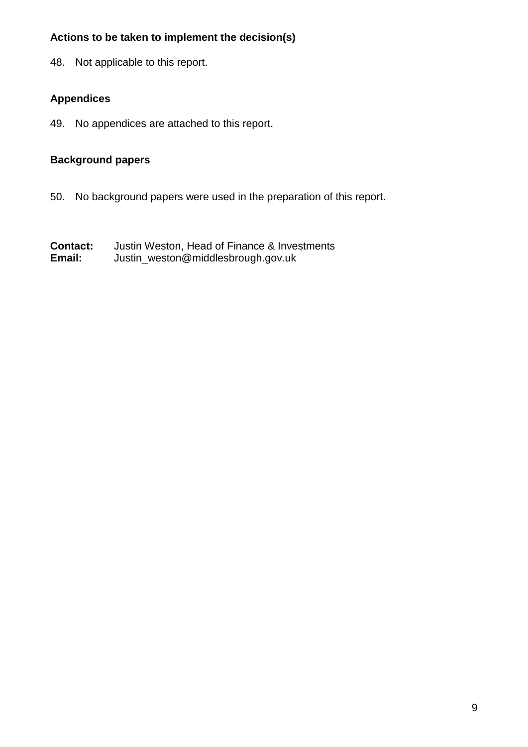**Actions to be taken to implement the decision(s)**

48. Not applicable to this report.

**Appendices**

49. No appendices are attached to this report.

**Background papers**

50. No background papers were used in the preparation of this report.

**Contact:** Justin Weston, Head of Finance & Investments
**Email:** Justin_weston@middlesbrough.gov.uk